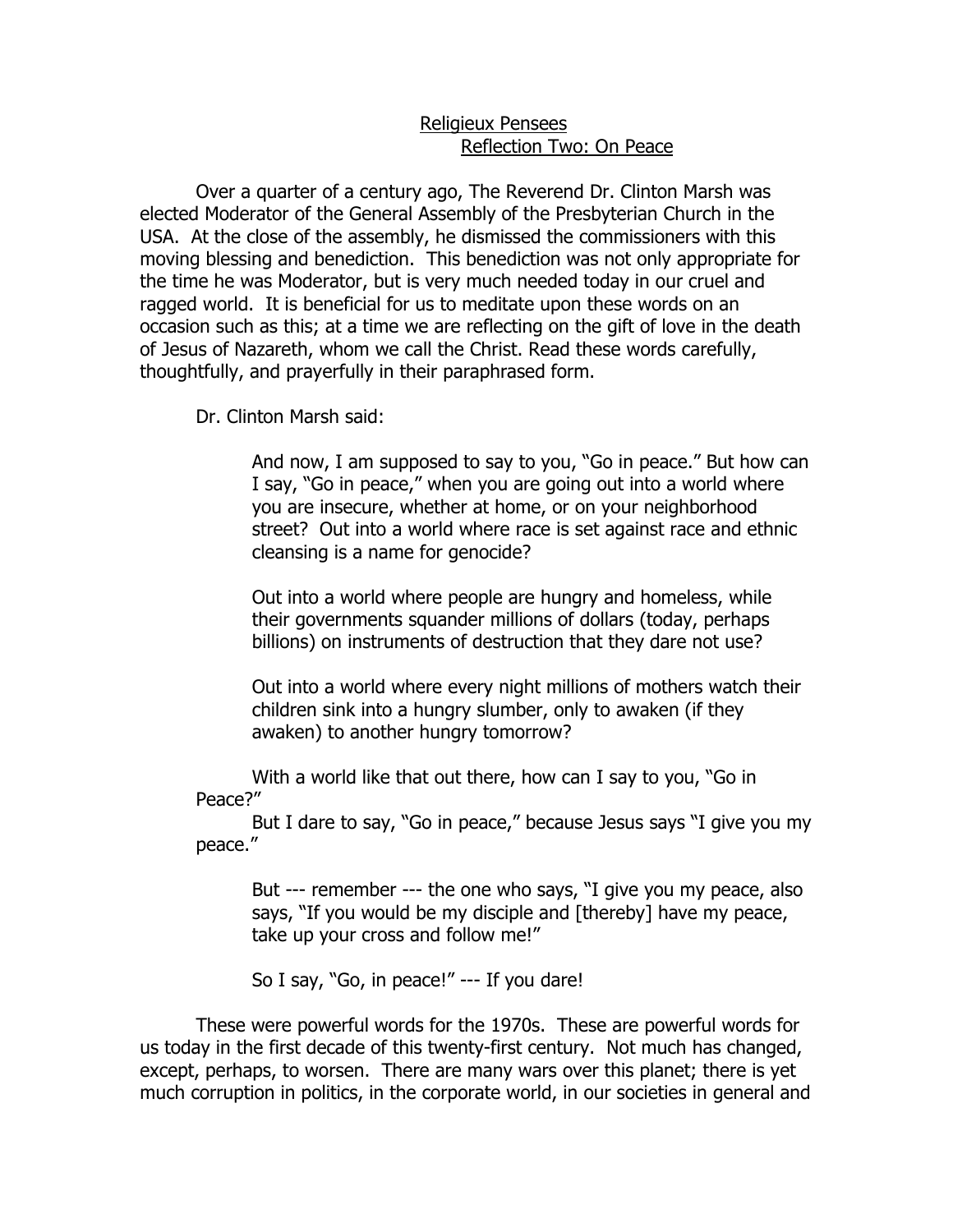# Religieux Pensees

## Reflection Two: On Peace

Over a quarter of a century ago, The Reverend Dr. Clinton Marsh was elected Moderator of the General Assembly of the Presbyterian Church in the USA. At the close of the assembly, he dismissed the commissioners with this moving blessing and benediction. This benediction was not only appropriate for the time he was Moderator, but is very much needed today in our cruel and ragged world. It is beneficial for us to meditate upon these words on an occasion such as this; at a time we are reflecting on the gift of love in the death of Jesus of Nazareth, whom we call the Christ. Read these words carefully, thoughtfully, and prayerfully in their paraphrased form.

Dr. Clinton Marsh said:

> And now, I am supposed to say to you, "Go in peace." But how can I say, "Go in peace," when you are going out into a world where you are insecure, whether at home, or on your neighborhood street? Out into a world where race is set against race and ethnic cleansing is a name for genocide?
>
> Out into a world where people are hungry and homeless, while their governments squander millions of dollars (today, perhaps billions) on instruments of destruction that they dare not use?
>
> Out into a world where every night millions of mothers watch their children sink into a hungry slumber, only to awaken (if they awaken) to another hungry tomorrow?
>
> With a world like that out there, how can I say to you, "Go in Peace?"
>
> But I dare to say, "Go in peace," because Jesus says "I give you my peace."
>
> But --- remember --- the one who says, "I give you my peace, also says, "If you would be my disciple and [thereby] have my peace, take up your cross and follow me!"
>
> So I say, "Go, in peace!" --- If you dare!

These were powerful words for the 1970s. These are powerful words for us today in the first decade of this twenty-first century. Not much has changed, except, perhaps, to worsen. There are many wars over this planet; there is yet much corruption in politics, in the corporate world, in our societies in general and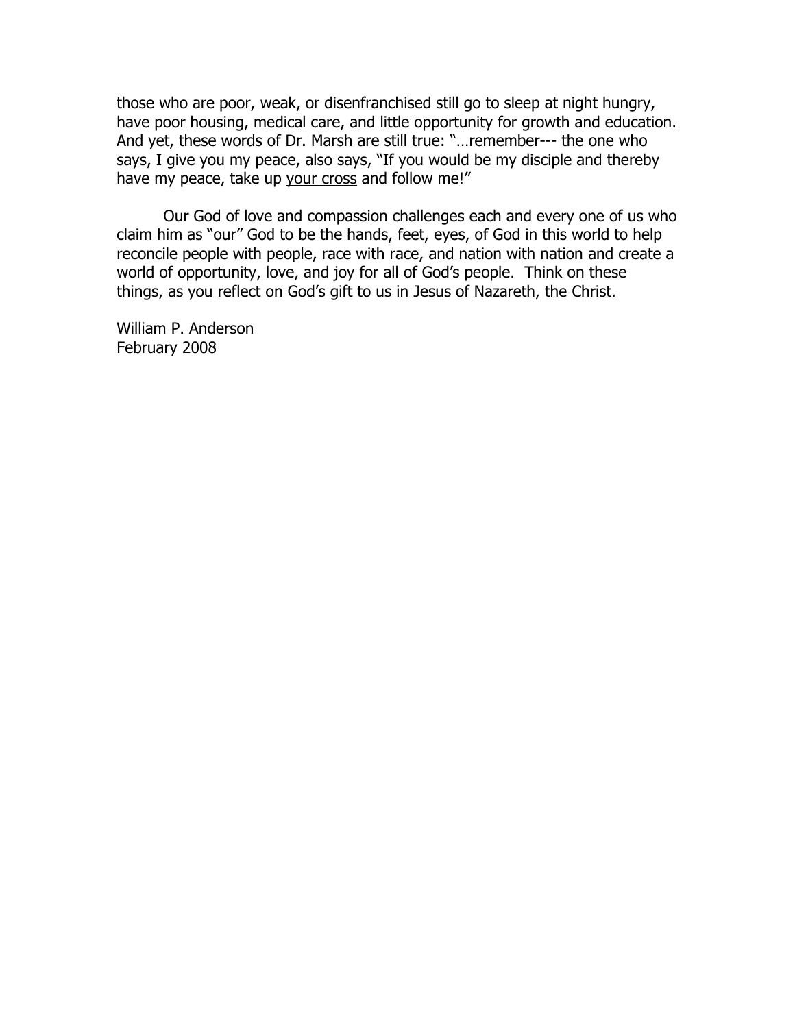those who are poor, weak, or disenfranchised still go to sleep at night hungry, have poor housing, medical care, and little opportunity for growth and education. And yet, these words of Dr. Marsh are still true: "…remember--- the one who says, I give you my peace, also says, "If you would be my disciple and thereby have my peace, take up <u>your cross</u> and follow me!"

Our God of love and compassion challenges each and every one of us who claim him as "our" God to be the hands, feet, eyes, of God in this world to help reconcile people with people, race with race, and nation with nation and create a world of opportunity, love, and joy for all of God's people. Think on these things, as you reflect on God's gift to us in Jesus of Nazareth, the Christ.

William P. Anderson
February 2008